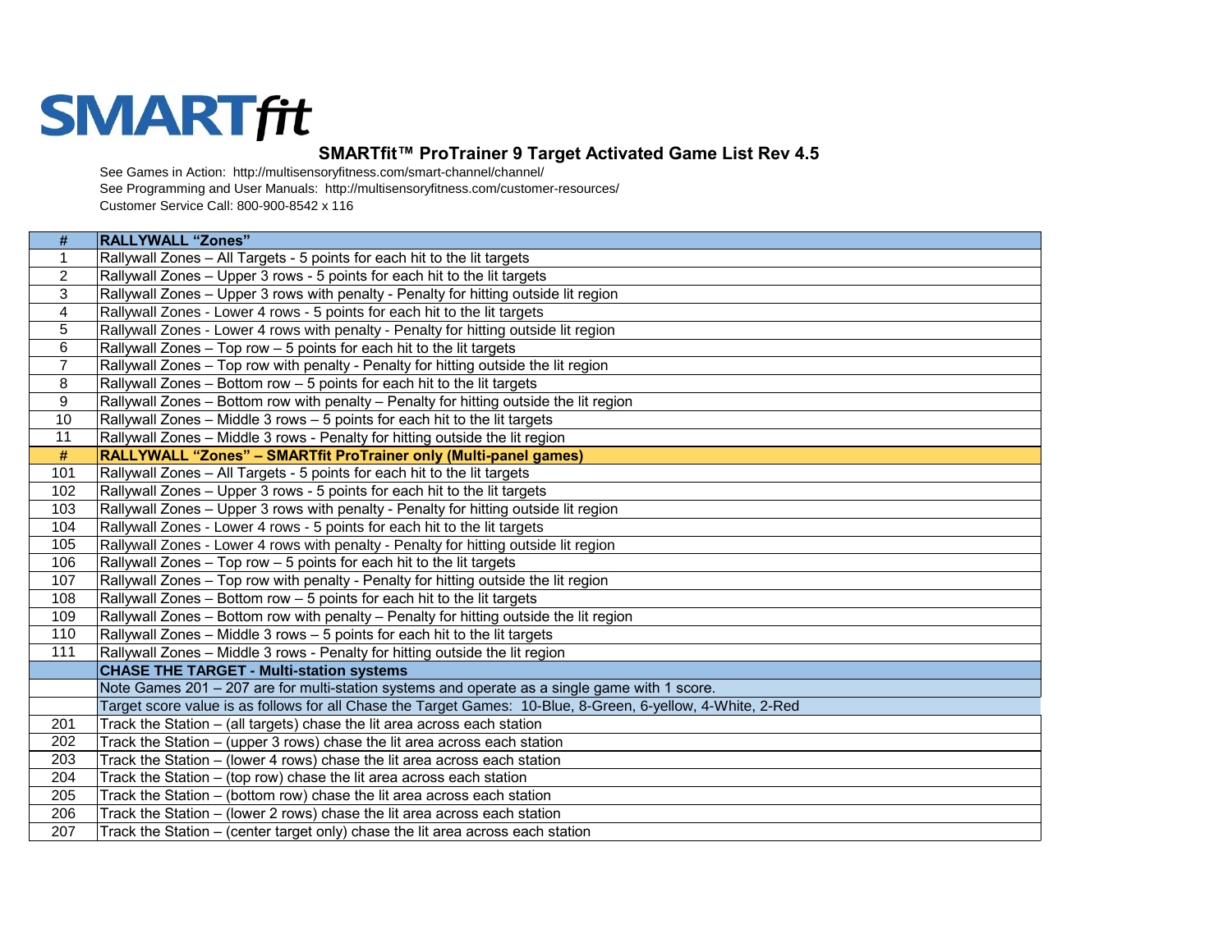SMARTfit

## SMARTfit™ ProTrainer 9 Target Activated Game List Rev 4.5

See Games in Action: http://multisensoryfitness.com/smart-channel/channel/
See Programming and User Manuals: http://multisensoryfitness.com/customer-resources/
Customer Service Call: 800-900-8542 x 116

| # | RALLYWALL "Zones" |
|---|---|
| 1 | Rallywall Zones – All Targets - 5 points for each hit to the lit targets |
| 2 | Rallywall Zones – Upper 3 rows - 5 points for each hit to the lit targets |
| 3 | Rallywall Zones – Upper 3 rows with penalty - Penalty for hitting outside lit region |
| 4 | Rallywall Zones - Lower 4 rows - 5 points for each hit to the lit targets |
| 5 | Rallywall Zones - Lower 4 rows with penalty - Penalty for hitting outside lit region |
| 6 | Rallywall Zones – Top row – 5 points for each hit to the lit targets |
| 7 | Rallywall Zones – Top row with penalty - Penalty for hitting outside the lit region |
| 8 | Rallywall Zones – Bottom row – 5 points for each hit to the lit targets |
| 9 | Rallywall Zones – Bottom row with penalty – Penalty for hitting outside the lit region |
| 10 | Rallywall Zones – Middle 3 rows – 5 points for each hit to the lit targets |
| 11 | Rallywall Zones – Middle 3 rows - Penalty for hitting outside the lit region |
| **#** | **RALLYWALL "Zones" – SMARTfit ProTrainer only (Multi-panel games)** |
| 101 | Rallywall Zones – All Targets - 5 points for each hit to the lit targets |
| 102 | Rallywall Zones – Upper 3 rows - 5 points for each hit to the lit targets |
| 103 | Rallywall Zones – Upper 3 rows with penalty - Penalty for hitting outside lit region |
| 104 | Rallywall Zones - Lower 4 rows - 5 points for each hit to the lit targets |
| 105 | Rallywall Zones - Lower 4 rows with penalty - Penalty for hitting outside lit region |
| 106 | Rallywall Zones – Top row – 5 points for each hit to the lit targets |
| 107 | Rallywall Zones – Top row with penalty - Penalty for hitting outside the lit region |
| 108 | Rallywall Zones – Bottom row – 5 points for each hit to the lit targets |
| 109 | Rallywall Zones – Bottom row with penalty – Penalty for hitting outside the lit region |
| 110 | Rallywall Zones – Middle 3 rows – 5 points for each hit to the lit targets |
| 111 | Rallywall Zones – Middle 3 rows - Penalty for hitting outside the lit region |
| | **CHASE THE TARGET - Multi-station systems** |
| | Note Games 201 – 207 are for multi-station systems and operate as a single game with 1 score. |
| | Target score value is as follows for all Chase the Target Games: 10-Blue, 8-Green, 6-yellow, 4-White, 2-Red |
| 201 | Track the Station – (all targets) chase the lit area across each station |
| 202 | Track the Station – (upper 3 rows) chase the lit area across each station |
| 203 | Track the Station – (lower 4 rows) chase the lit area across each station |
| 204 | Track the Station – (top row) chase the lit area across each station |
| 205 | Track the Station – (bottom row) chase the lit area across each station |
| 206 | Track the Station – (lower 2 rows) chase the lit area across each station |
| 207 | Track the Station – (center target only) chase the lit area across each station |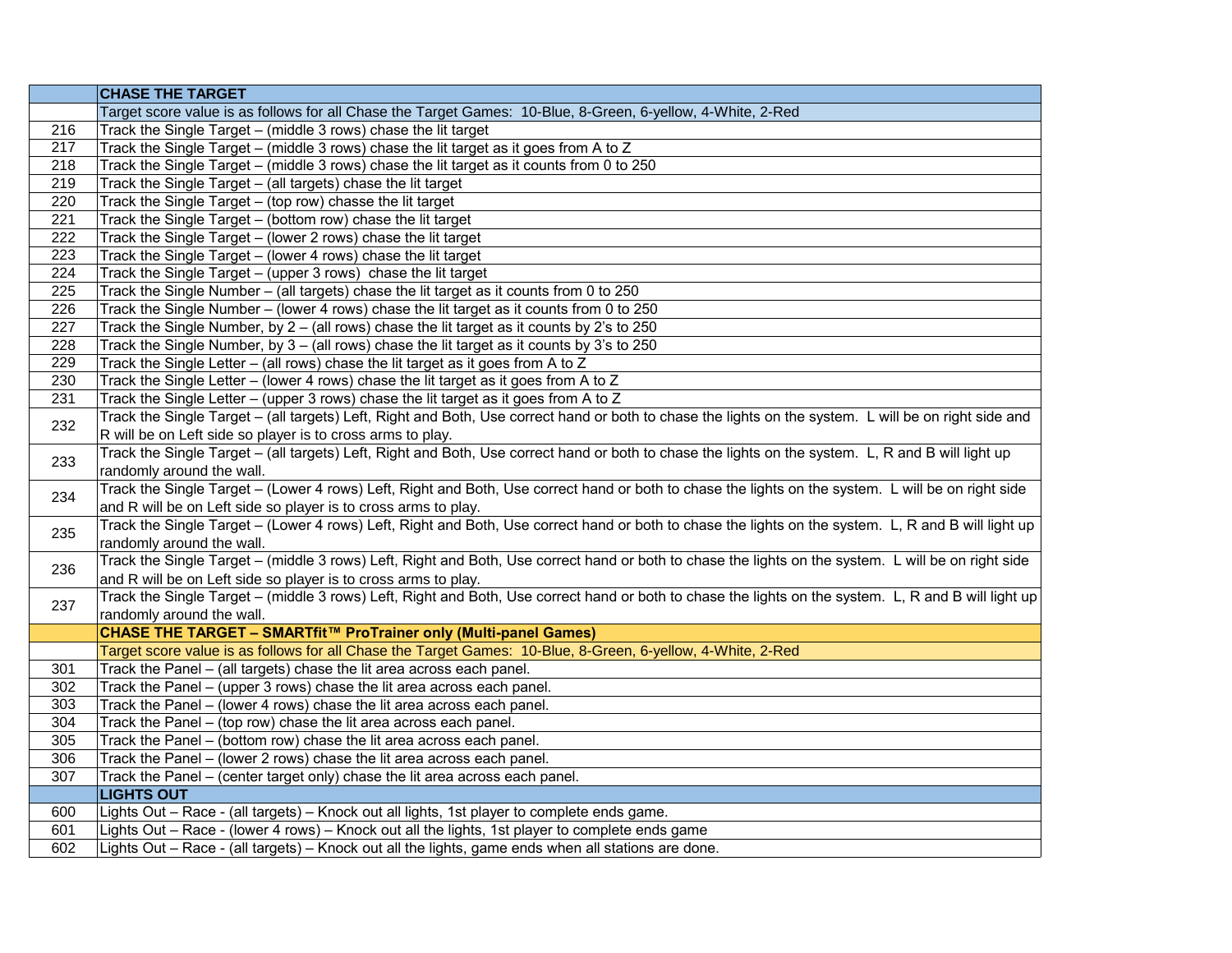| | |
|---|---|
| | **CHASE THE TARGET** |
| | Target score value is as follows for all Chase the Target Games: 10-Blue, 8-Green, 6-yellow, 4-White, 2-Red |
| 216 | Track the Single Target – (middle 3 rows) chase the lit target |
| 217 | Track the Single Target – (middle 3 rows) chase the lit target as it goes from A to Z |
| 218 | Track the Single Target – (middle 3 rows) chase the lit target as it counts from 0 to 250 |
| 219 | Track the Single Target – (all targets) chase the lit target |
| 220 | Track the Single Target – (top row) chasse the lit target |
| 221 | Track the Single Target – (bottom row) chase the lit target |
| 222 | Track the Single Target – (lower 2 rows) chase the lit target |
| 223 | Track the Single Target – (lower 4 rows) chase the lit target |
| 224 | Track the Single Target – (upper 3 rows) chase the lit target |
| 225 | Track the Single Number – (all targets) chase the lit target as it counts from 0 to 250 |
| 226 | Track the Single Number – (lower 4 rows) chase the lit target as it counts from 0 to 250 |
| 227 | Track the Single Number, by 2 – (all rows) chase the lit target as it counts by 2's to 250 |
| 228 | Track the Single Number, by 3 – (all rows) chase the lit target as it counts by 3's to 250 |
| 229 | Track the Single Letter – (all rows) chase the lit target as it goes from A to Z |
| 230 | Track the Single Letter – (lower 4 rows) chase the lit target as it goes from A to Z |
| 231 | Track the Single Letter – (upper 3 rows) chase the lit target as it goes from A to Z |
| 232 | Track the Single Target – (all targets) Left, Right and Both, Use correct hand or both to chase the lights on the system. L will be on right side and R will be on Left side so player is to cross arms to play. |
| 233 | Track the Single Target – (all targets) Left, Right and Both, Use correct hand or both to chase the lights on the system. L, R and B will light up randomly around the wall. |
| 234 | Track the Single Target – (Lower 4 rows) Left, Right and Both, Use correct hand or both to chase the lights on the system. L will be on right side and R will be on Left side so player is to cross arms to play. |
| 235 | Track the Single Target – (Lower 4 rows) Left, Right and Both, Use correct hand or both to chase the lights on the system. L, R and B will light up randomly around the wall. |
| 236 | Track the Single Target – (middle 3 rows) Left, Right and Both, Use correct hand or both to chase the lights on the system. L will be on right side and R will be on Left side so player is to cross arms to play. |
| 237 | Track the Single Target – (middle 3 rows) Left, Right and Both, Use correct hand or both to chase the lights on the system. L, R and B will light up randomly around the wall. |
| | **CHASE THE TARGET – SMARTfit™ ProTrainer only (Multi-panel Games)** |
| | Target score value is as follows for all Chase the Target Games: 10-Blue, 8-Green, 6-yellow, 4-White, 2-Red |
| 301 | Track the Panel – (all targets) chase the lit area across each panel. |
| 302 | Track the Panel – (upper 3 rows) chase the lit area across each panel. |
| 303 | Track the Panel – (lower 4 rows) chase the lit area across each panel. |
| 304 | Track the Panel – (top row) chase the lit area across each panel. |
| 305 | Track the Panel – (bottom row) chase the lit area across each panel. |
| 306 | Track the Panel – (lower 2 rows) chase the lit area across each panel. |
| 307 | Track the Panel – (center target only) chase the lit area across each panel. |
| | **LIGHTS OUT** |
| 600 | Lights Out – Race - (all targets) – Knock out all lights, 1st player to complete ends game. |
| 601 | Lights Out – Race - (lower 4 rows) – Knock out all the lights, 1st player to complete ends game |
| 602 | Lights Out – Race - (all targets) – Knock out all the lights, game ends when all stations are done. |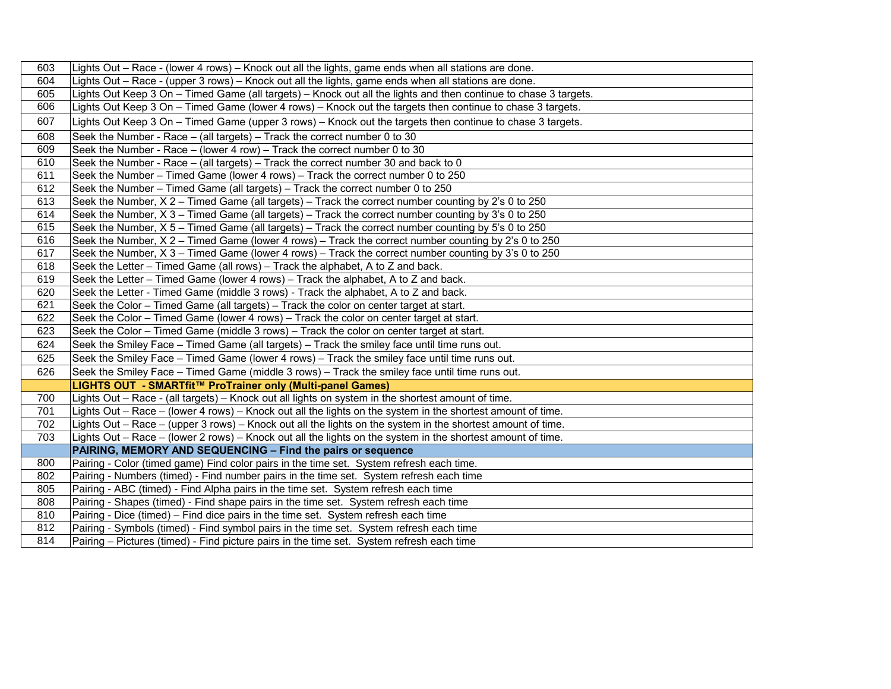| | |
|---|---|
| 603 | Lights Out – Race - (lower 4 rows) – Knock out all the lights, game ends when all stations are done. |
| 604 | Lights Out – Race - (upper 3 rows) – Knock out all the lights, game ends when all stations are done. |
| 605 | Lights Out Keep 3 On – Timed Game (all targets) – Knock out all the lights and then continue to chase 3 targets. |
| 606 | Lights Out Keep 3 On – Timed Game (lower 4 rows) – Knock out the targets then continue to chase 3 targets. |
| 607 | Lights Out Keep 3 On – Timed Game (upper 3 rows) – Knock out the targets then continue to chase 3 targets. |
| 608 | Seek the Number - Race – (all targets) – Track the correct number 0 to 30 |
| 609 | Seek the Number - Race – (lower 4 row) – Track the correct number 0 to 30 |
| 610 | Seek the Number - Race – (all targets) – Track the correct number 30 and back to 0 |
| 611 | Seek the Number – Timed Game (lower 4 rows) – Track the correct number 0 to 250 |
| 612 | Seek the Number – Timed Game (all targets) – Track the correct number 0 to 250 |
| 613 | Seek the Number, X 2 – Timed Game (all targets) – Track the correct number counting by 2's 0 to 250 |
| 614 | Seek the Number, X 3 – Timed Game (all targets) – Track the correct number counting by 3's 0 to 250 |
| 615 | Seek the Number, X 5 – Timed Game (all targets) – Track the correct number counting by 5's 0 to 250 |
| 616 | Seek the Number, X 2 – Timed Game (lower 4 rows) – Track the correct number counting by 2's 0 to 250 |
| 617 | Seek the Number, X 3 – Timed Game (lower 4 rows) – Track the correct number counting by 3's 0 to 250 |
| 618 | Seek the Letter – Timed Game (all rows) – Track the alphabet, A to Z and back. |
| 619 | Seek the Letter – Timed Game (lower 4 rows) – Track the alphabet, A to Z and back. |
| 620 | Seek the Letter - Timed Game (middle 3 rows) - Track the alphabet, A to Z and back. |
| 621 | Seek the Color – Timed Game (all targets) – Track the color on center target at start. |
| 622 | Seek the Color – Timed Game (lower 4 rows) – Track the color on center target at start. |
| 623 | Seek the Color – Timed Game (middle 3 rows) – Track the color on center target at start. |
| 624 | Seek the Smiley Face – Timed Game (all targets) – Track the smiley face until time runs out. |
| 625 | Seek the Smiley Face – Timed Game (lower 4 rows) – Track the smiley face until time runs out. |
| 626 | Seek the Smiley Face – Timed Game (middle 3 rows) – Track the smiley face until time runs out. |
| | **LIGHTS OUT - SMARTfit™ ProTrainer only (Multi-panel Games)** |
| 700 | Lights Out – Race - (all targets) – Knock out all lights on system in the shortest amount of time. |
| 701 | Lights Out – Race – (lower 4 rows) – Knock out all the lights on the system in the shortest amount of time. |
| 702 | Lights Out – Race – (upper 3 rows) – Knock out all the lights on the system in the shortest amount of time. |
| 703 | Lights Out – Race – (lower 2 rows) – Knock out all the lights on the system in the shortest amount of time. |
| | **PAIRING, MEMORY AND SEQUENCING – Find the pairs or sequence** |
| 800 | Pairing - Color (timed game) Find color pairs in the time set. System refresh each time. |
| 802 | Pairing - Numbers (timed) - Find number pairs in the time set. System refresh each time |
| 805 | Pairing - ABC (timed) - Find Alpha pairs in the time set. System refresh each time |
| 808 | Pairing - Shapes (timed) - Find shape pairs in the time set. System refresh each time |
| 810 | Pairing - Dice (timed) – Find dice pairs in the time set. System refresh each time |
| 812 | Pairing - Symbols (timed) - Find symbol pairs in the time set. System refresh each time |
| 814 | Pairing – Pictures (timed) - Find picture pairs in the time set. System refresh each time |